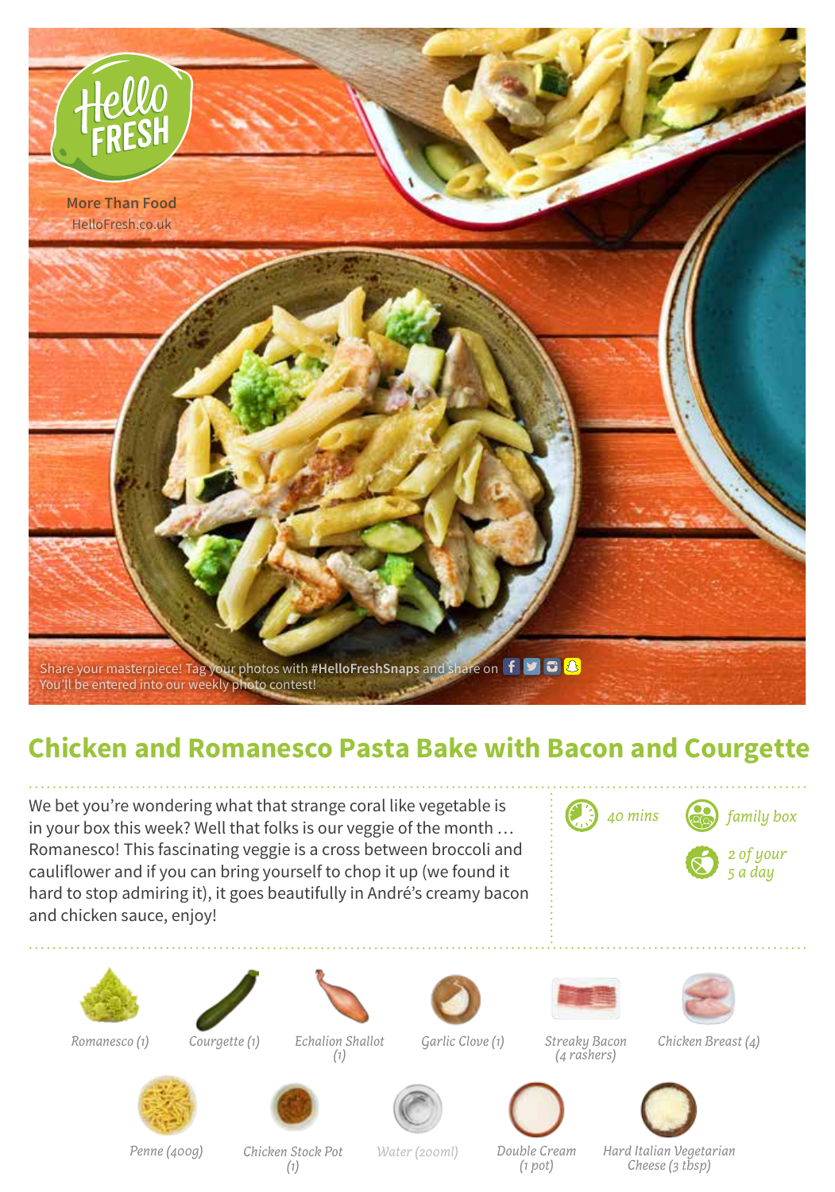HelloFRESH

More Than Food
HelloFresh.co.uk

Share your masterpiece! Tag your photos with **#HelloFreshSnaps** and share on
You'll be entered into our weekly photo contest!

# Chicken and Romanesco Pasta Bake with Bacon and Courgette

We bet you're wondering what that strange coral like vegetable is in your box this week? Well that folks is our veggie of the month … Romanesco! This fascinating veggie is a cross between broccoli and cauliflower and if you can bring yourself to chop it up (we found it hard to stop admiring it), it goes beautifully in André's creamy bacon and chicken sauce, enjoy!

*40 mins*

*family box*

*2 of your 5 a day*

- *Romanesco (1)*
- *Courgette (1)*
- *Echalion Shallot (1)*
- *Garlic Clove (1)*
- *Streaky Bacon (4 rashers)*
- *Chicken Breast (4)*
- *Penne (400g)*
- *Chicken Stock Pot (1)*
- *Water (200ml)*
- *Double Cream (1 pot)*
- *Hard Italian Vegetarian Cheese (3 tbsp)*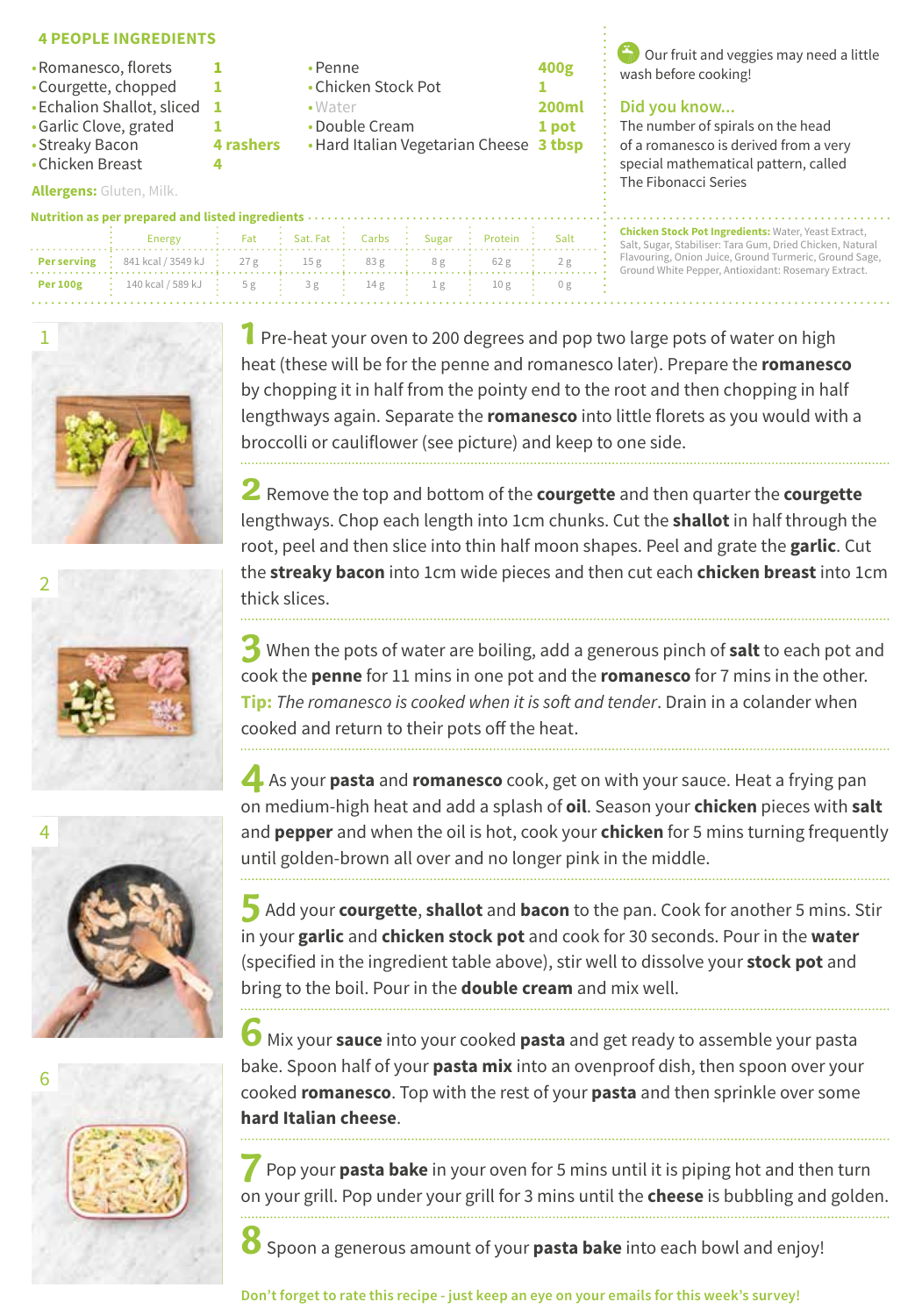## 4 PEOPLE INGREDIENTS

- Romanesco, florets **1**
- Courgette, chopped **1**
- Echalion Shallot, sliced **1**
- Garlic Clove, grated **1**
- Streaky Bacon **4 rashers**
- Chicken Breast **4**
- Penne **400g**
- Chicken Stock Pot **1**
- Water **200ml**
- Double Cream **1 pot**
- Hard Italian Vegetarian Cheese **3 tbsp**

**Allergens:** Gluten, Milk.

Our fruit and veggies may need a little wash before cooking!

**Did you know...**

The number of spirals on the head of a romanesco is derived from a very special mathematical pattern, called The Fibonacci Series

**Nutrition as per prepared and listed ingredients**

| | Energy | Fat | Sat. Fat | Carbs | Sugar | Protein | Salt |
|---|---|---|---|---|---|---|---|
| Per serving | 841 kcal / 3549 kJ | 27 g | 15 g | 83 g | 8 g | 62 g | 2 g |
| Per 100g | 140 kcal / 589 kJ | 5 g | 3 g | 14 g | 1 g | 10 g | 0 g |

**Chicken Stock Pot Ingredients:** Water, Yeast Extract, Salt, Sugar, Stabiliser: Tara Gum, Dried Chicken, Natural Flavouring, Onion Juice, Ground Turmeric, Ground Sage, Ground White Pepper, Antioxidant: Rosemary Extract.

**1** Pre-heat your oven to 200 degrees and pop two large pots of water on high heat (these will be for the penne and romanesco later). Prepare the **romanesco** by chopping it in half from the pointy end to the root and then chopping in half lengthways again. Separate the **romanesco** into little florets as you would with a broccoli or cauliflower (see picture) and keep to one side.

**2** Remove the top and bottom of the **courgette** and then quarter the **courgette** lengthways. Chop each length into 1cm chunks. Cut the **shallot** in half through the root, peel and then slice into thin half moon shapes. Peel and grate the **garlic**. Cut the **streaky bacon** into 1cm wide pieces and then cut each **chicken breast** into 1cm thick slices.

**3** When the pots of water are boiling, add a generous pinch of **salt** to each pot and cook the **penne** for 11 mins in one pot and the **romanesco** for 7 mins in the other. **Tip:** *The romanesco is cooked when it is soft and tender*. Drain in a colander when cooked and return to their pots off the heat.

**4** As your **pasta** and **romanesco** cook, get on with your sauce. Heat a frying pan on medium-high heat and add a splash of **oil**. Season your **chicken** pieces with **salt** and **pepper** and when the oil is hot, cook your **chicken** for 5 mins turning frequently until golden-brown all over and no longer pink in the middle.

**5** Add your **courgette**, **shallot** and **bacon** to the pan. Cook for another 5 mins. Stir in your **garlic** and **chicken stock pot** and cook for 30 seconds. Pour in the **water** (specified in the ingredient table above), stir well to dissolve your **stock pot** and bring to the boil. Pour in the **double cream** and mix well.

**6** Mix your **sauce** into your cooked **pasta** and get ready to assemble your pasta bake. Spoon half of your **pasta mix** into an ovenproof dish, then spoon over your cooked **romanesco**. Top with the rest of your **pasta** and then sprinkle over some **hard Italian cheese**.

**7** Pop your **pasta bake** in your oven for 5 mins until it is piping hot and then turn on your grill. Pop under your grill for 3 mins until the **cheese** is bubbling and golden.

**8** Spoon a generous amount of your **pasta bake** into each bowl and enjoy!

**Don't forget to rate this recipe - just keep an eye on your emails for this week's survey!**